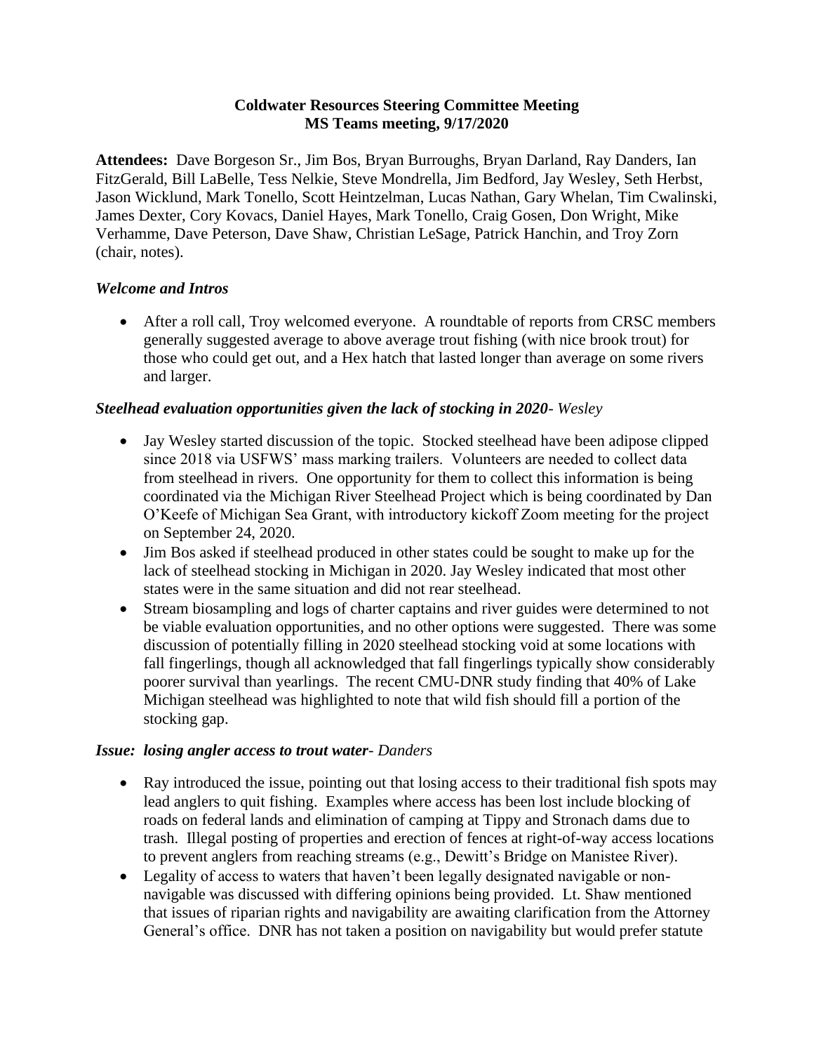**Coldwater Resources Steering Committee Meeting**
**MS Teams meeting, 9/17/2020**

**Attendees:** Dave Borgeson Sr., Jim Bos, Bryan Burroughs, Bryan Darland, Ray Danders, Ian FitzGerald, Bill LaBelle, Tess Nelkie, Steve Mondrella, Jim Bedford, Jay Wesley, Seth Herbst, Jason Wicklund, Mark Tonello, Scott Heintzelman, Lucas Nathan, Gary Whelan, Tim Cwalinski, James Dexter, Cory Kovacs, Daniel Hayes, Mark Tonello, Craig Gosen, Don Wright, Mike Verhamme, Dave Peterson, Dave Shaw, Christian LeSage, Patrick Hanchin, and Troy Zorn (chair, notes).

***Welcome and Intros***

- After a roll call, Troy welcomed everyone. A roundtable of reports from CRSC members generally suggested average to above average trout fishing (with nice brook trout) for those who could get out, and a Hex hatch that lasted longer than average on some rivers and larger.

***Steelhead evaluation opportunities given the lack of stocking in 2020- Wesley***

- Jay Wesley started discussion of the topic. Stocked steelhead have been adipose clipped since 2018 via USFWS' mass marking trailers. Volunteers are needed to collect data from steelhead in rivers. One opportunity for them to collect this information is being coordinated via the Michigan River Steelhead Project which is being coordinated by Dan O'Keefe of Michigan Sea Grant, with introductory kickoff Zoom meeting for the project on September 24, 2020.
- Jim Bos asked if steelhead produced in other states could be sought to make up for the lack of steelhead stocking in Michigan in 2020. Jay Wesley indicated that most other states were in the same situation and did not rear steelhead.
- Stream biosampling and logs of charter captains and river guides were determined to not be viable evaluation opportunities, and no other options were suggested. There was some discussion of potentially filling in 2020 steelhead stocking void at some locations with fall fingerlings, though all acknowledged that fall fingerlings typically show considerably poorer survival than yearlings. The recent CMU-DNR study finding that 40% of Lake Michigan steelhead was highlighted to note that wild fish should fill a portion of the stocking gap.

***Issue: losing angler access to trout water- Danders***

- Ray introduced the issue, pointing out that losing access to their traditional fish spots may lead anglers to quit fishing. Examples where access has been lost include blocking of roads on federal lands and elimination of camping at Tippy and Stronach dams due to trash. Illegal posting of properties and erection of fences at right-of-way access locations to prevent anglers from reaching streams (e.g., Dewitt's Bridge on Manistee River).
- Legality of access to waters that haven't been legally designated navigable or non-navigable was discussed with differing opinions being provided. Lt. Shaw mentioned that issues of riparian rights and navigability are awaiting clarification from the Attorney General's office. DNR has not taken a position on navigability but would prefer statute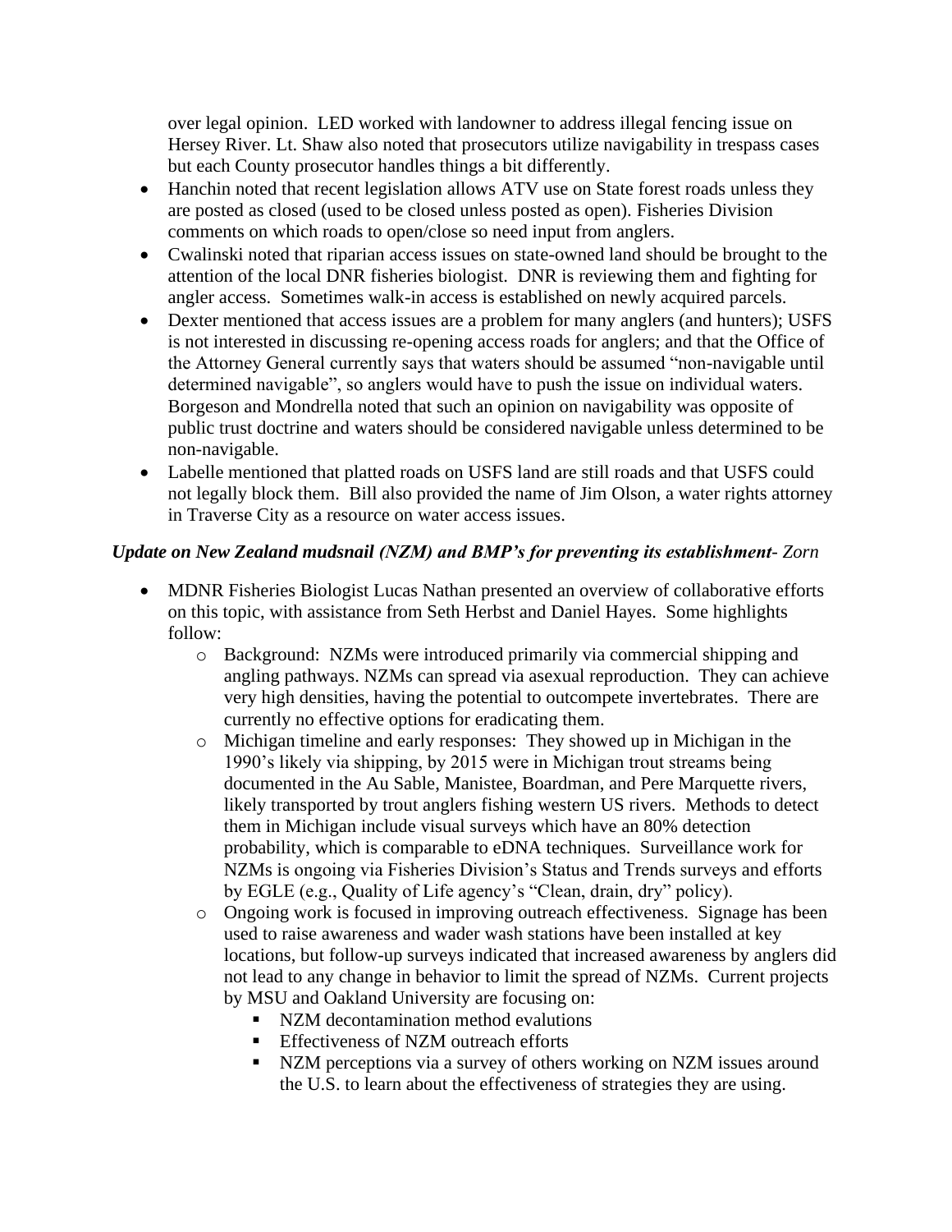over legal opinion. LED worked with landowner to address illegal fencing issue on Hersey River. Lt. Shaw also noted that prosecutors utilize navigability in trespass cases but each County prosecutor handles things a bit differently.

- Hanchin noted that recent legislation allows ATV use on State forest roads unless they are posted as closed (used to be closed unless posted as open). Fisheries Division comments on which roads to open/close so need input from anglers.
- Cwalinski noted that riparian access issues on state-owned land should be brought to the attention of the local DNR fisheries biologist. DNR is reviewing them and fighting for angler access. Sometimes walk-in access is established on newly acquired parcels.
- Dexter mentioned that access issues are a problem for many anglers (and hunters); USFS is not interested in discussing re-opening access roads for anglers; and that the Office of the Attorney General currently says that waters should be assumed "non-navigable until determined navigable", so anglers would have to push the issue on individual waters. Borgeson and Mondrella noted that such an opinion on navigability was opposite of public trust doctrine and waters should be considered navigable unless determined to be non-navigable.
- Labelle mentioned that platted roads on USFS land are still roads and that USFS could not legally block them. Bill also provided the name of Jim Olson, a water rights attorney in Traverse City as a resource on water access issues.

***Update on New Zealand mudsnail (NZM) and BMP's for preventing its establishment**- Zorn*

- MDNR Fisheries Biologist Lucas Nathan presented an overview of collaborative efforts on this topic, with assistance from Seth Herbst and Daniel Hayes. Some highlights follow:
  - Background: NZMs were introduced primarily via commercial shipping and angling pathways. NZMs can spread via asexual reproduction. They can achieve very high densities, having the potential to outcompete invertebrates. There are currently no effective options for eradicating them.
  - Michigan timeline and early responses: They showed up in Michigan in the 1990's likely via shipping, by 2015 were in Michigan trout streams being documented in the Au Sable, Manistee, Boardman, and Pere Marquette rivers, likely transported by trout anglers fishing western US rivers. Methods to detect them in Michigan include visual surveys which have an 80% detection probability, which is comparable to eDNA techniques. Surveillance work for NZMs is ongoing via Fisheries Division's Status and Trends surveys and efforts by EGLE (e.g., Quality of Life agency's "Clean, drain, dry" policy).
  - Ongoing work is focused in improving outreach effectiveness. Signage has been used to raise awareness and wader wash stations have been installed at key locations, but follow-up surveys indicated that increased awareness by anglers did not lead to any change in behavior to limit the spread of NZMs. Current projects by MSU and Oakland University are focusing on:
    - NZM decontamination method evalutions
    - Effectiveness of NZM outreach efforts
    - NZM perceptions via a survey of others working on NZM issues around the U.S. to learn about the effectiveness of strategies they are using.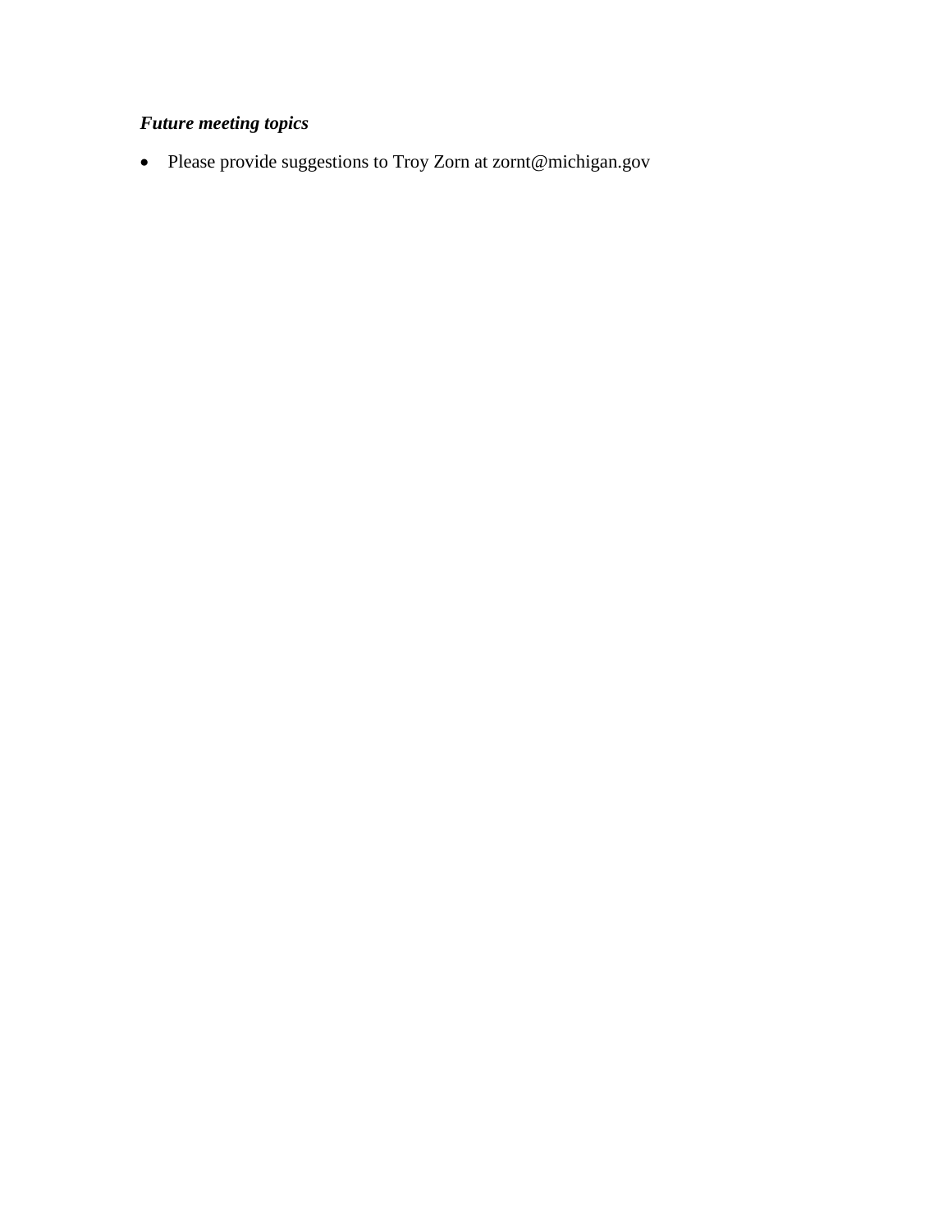***Future meeting topics***

- Please provide suggestions to Troy Zorn at zornt@michigan.gov